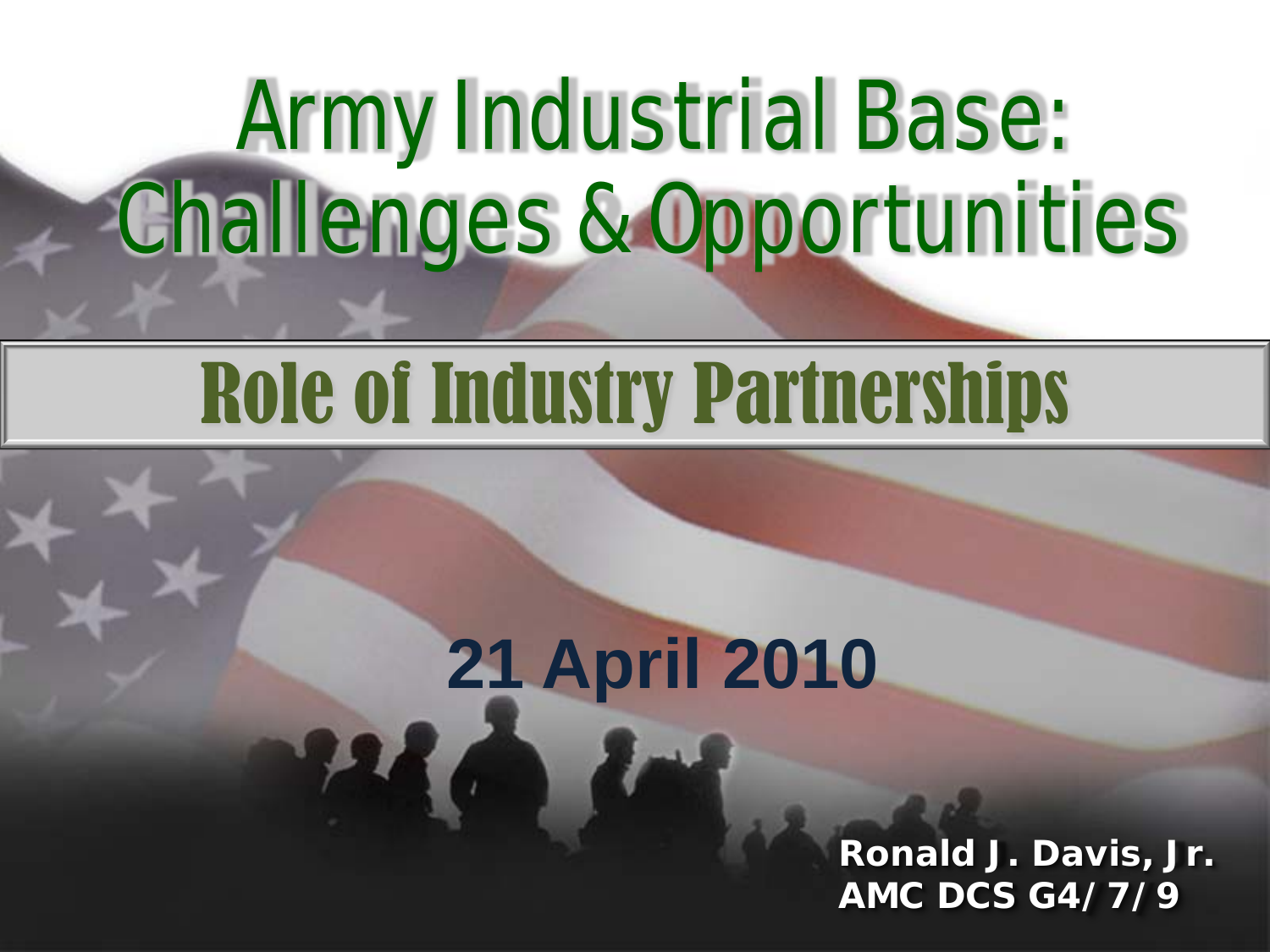# Army Industrial Base: Challenges & Opportunities

## Role of Industry Partnerships

**21 April 2010**

**Ronald J. Davis, Jr.**
**AMC DCS G4/7/9**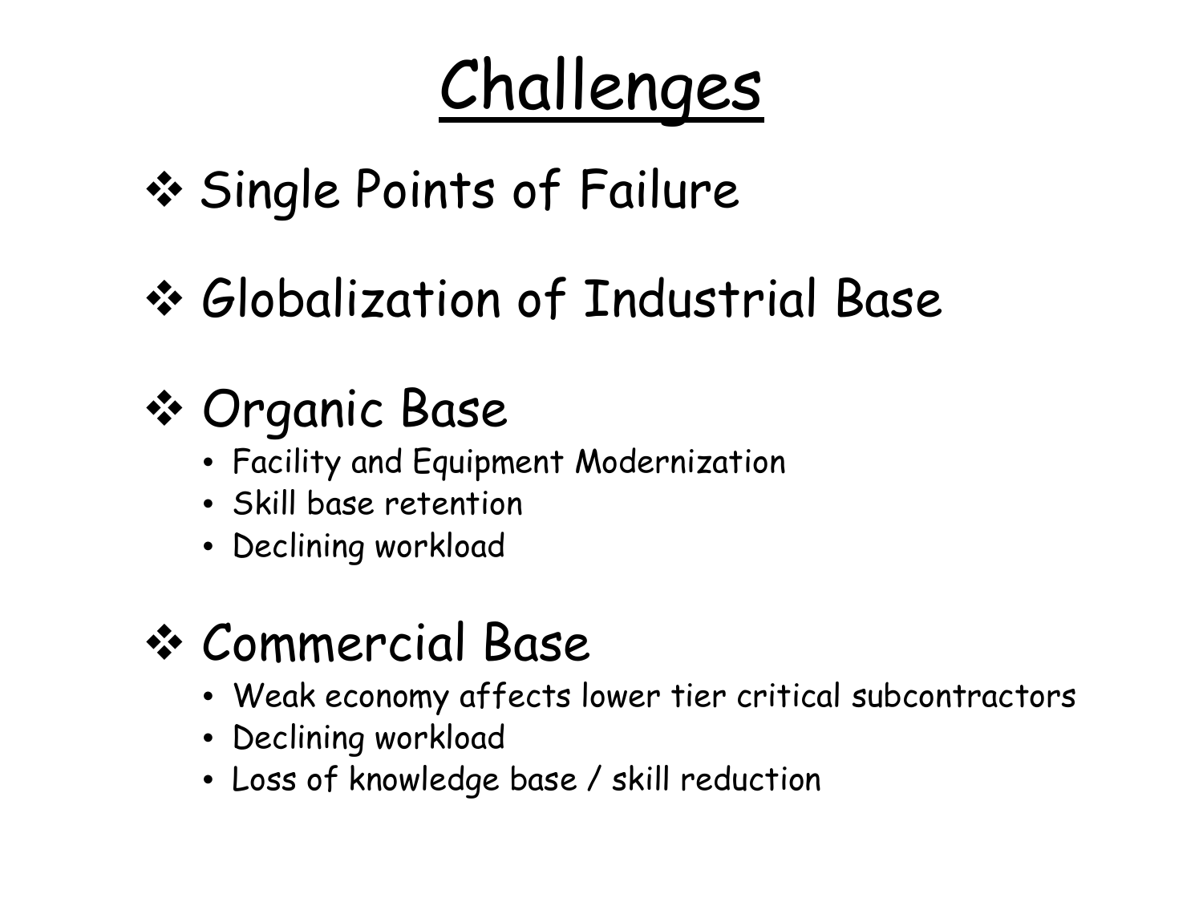# Challenges

- Single Points of Failure

- Globalization of Industrial Base

- Organic Base
  - Facility and Equipment Modernization
  - Skill base retention
  - Declining workload

- Commercial Base
  - Weak economy affects lower tier critical subcontractors
  - Declining workload
  - Loss of knowledge base / skill reduction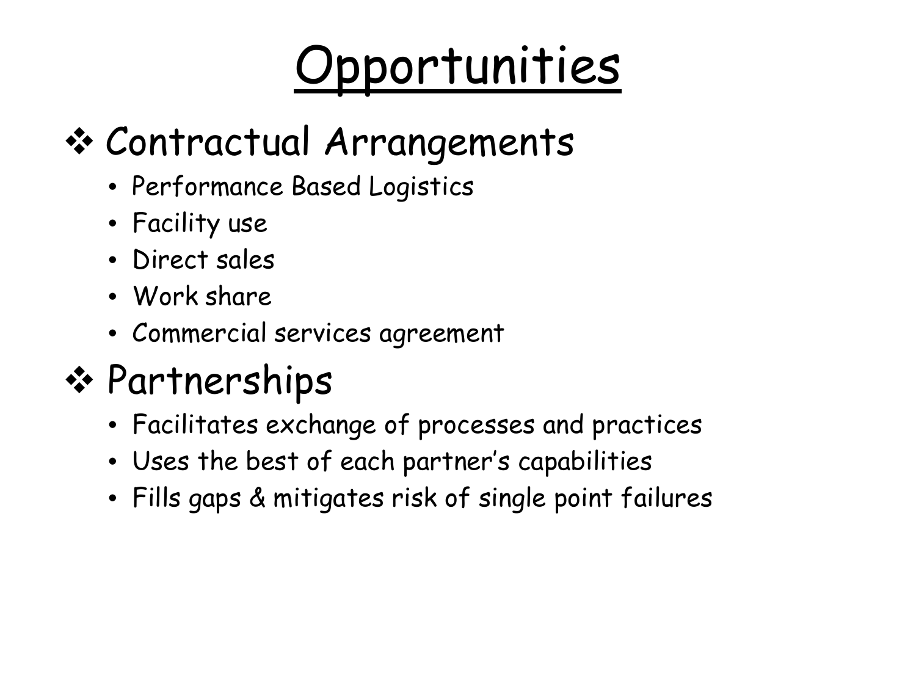# Opportunities

## Contractual Arrangements

- Performance Based Logistics
- Facility use
- Direct sales
- Work share
- Commercial services agreement

## Partnerships

- Facilitates exchange of processes and practices
- Uses the best of each partner's capabilities
- Fills gaps & mitigates risk of single point failures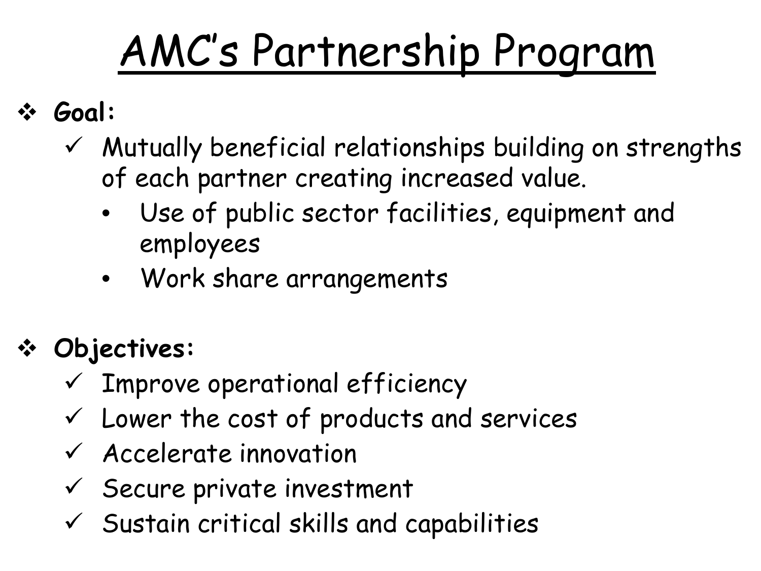# AMC's Partnership Program

- **Goal:**
  - ✓ Mutually beneficial relationships building on strengths of each partner creating increased value.
    - Use of public sector facilities, equipment and employees
    - Work share arrangements

- **Objectives:**
  - ✓ Improve operational efficiency
  - ✓ Lower the cost of products and services
  - ✓ Accelerate innovation
  - ✓ Secure private investment
  - ✓ Sustain critical skills and capabilities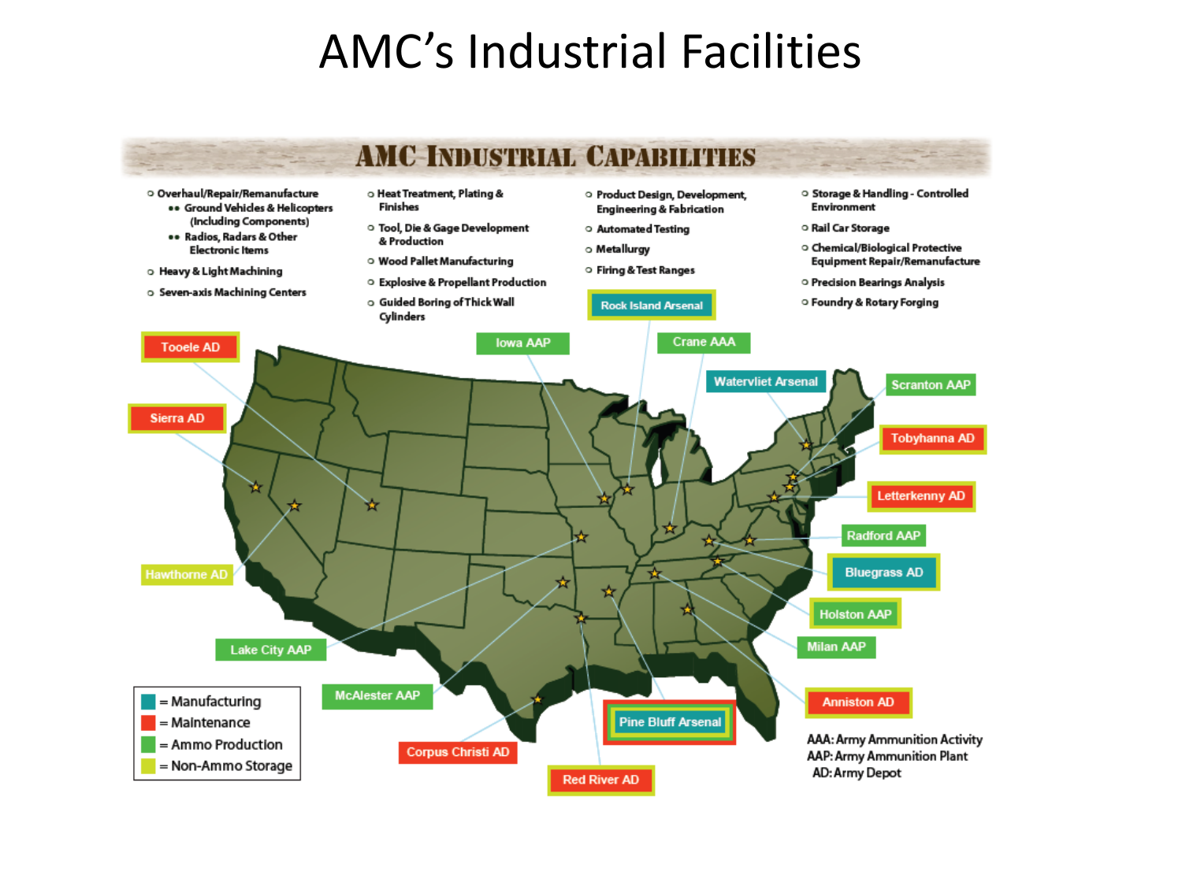# AMC's Industrial Facilities

## AMC Industrial Capabilities

- Overhaul/Repair/Remanufacture
  - Ground Vehicles & Helicopters (Including Components)
  - Radios, Radars & Other Electronic Items
- Heavy & Light Machining
- Seven-axis Machining Centers
- Heat Treatment, Plating & Finishes
- Tool, Die & Gage Development & Production
- Wood Pallet Manufacturing
- Explosive & Propellant Production
- Guided Boring of Thick Wall Cylinders
- Product Design, Development, Engineering & Fabrication
- Automated Testing
- Metallurgy
- Firing & Test Ranges
- Storage & Handling - Controlled Environment
- Rail Car Storage
- Chemical/Biological Protective Equipment Repair/Remanufacture
- Precision Bearings Analysis
- Foundry & Rotary Forging

Rock Island Arsenal

Tooele AD

Iowa AAP

Crane AAA

Watervliet Arsenal

Scranton AAP

Sierra AD

Tobyhanna AD

Letterkenny AD

Radford AAP

Bluegrass AD

Hawthorne AD

Holston AAP

Milan AAP

Lake City AAP

McAlester AAP

Pine Bluff Arsenal

Anniston AD

Corpus Christi AD

Red River AD

■ = Manufacturing
■ = Maintenance
■ = Ammo Production
■ = Non-Ammo Storage

AAA: Army Ammunition Activity
AAP: Army Ammunition Plant
AD: Army Depot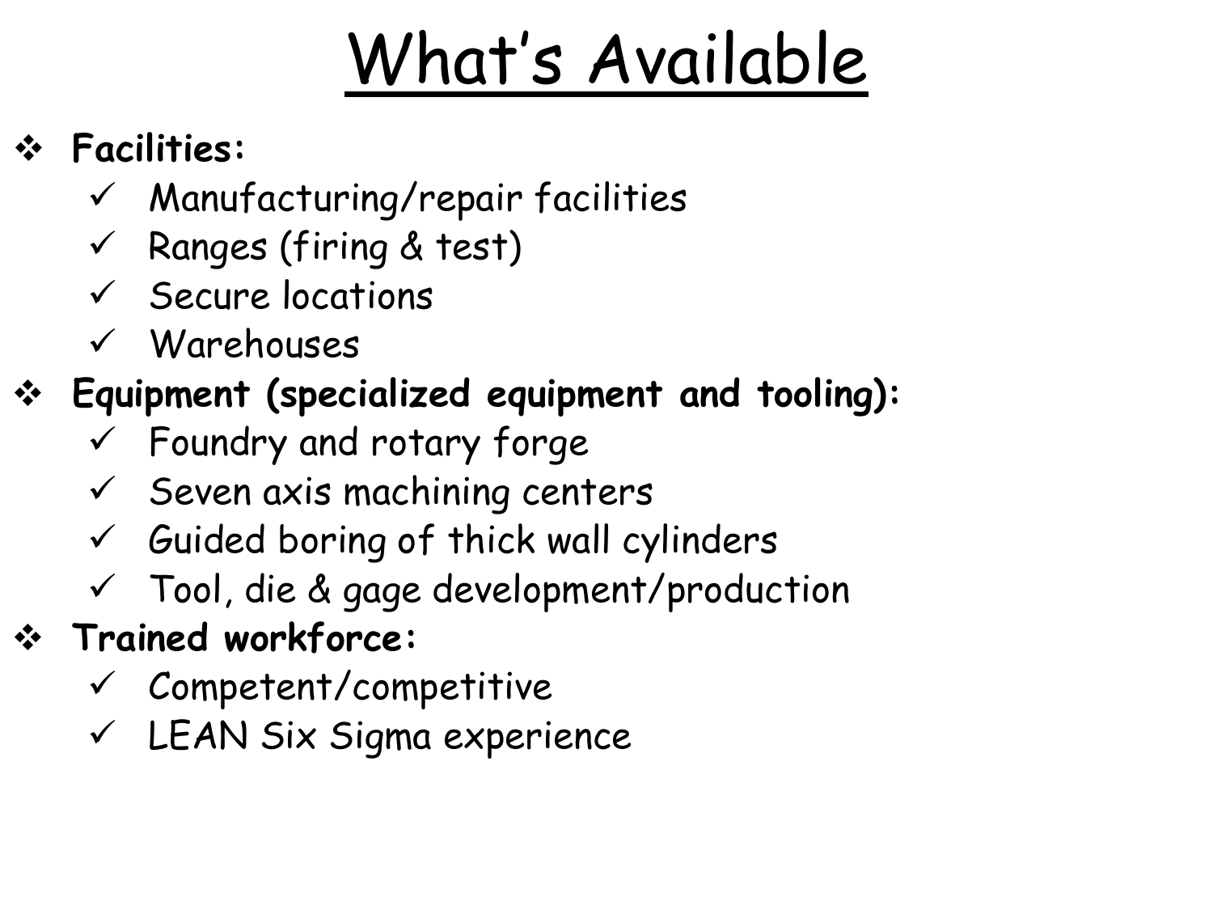# What's Available

- **Facilities:**
  - ✓ Manufacturing/repair facilities
  - ✓ Ranges (firing & test)
  - ✓ Secure locations
  - ✓ Warehouses
- **Equipment (specialized equipment and tooling):**
  - ✓ Foundry and rotary forge
  - ✓ Seven axis machining centers
  - ✓ Guided boring of thick wall cylinders
  - ✓ Tool, die & gage development/production
- **Trained workforce:**
  - ✓ Competent/competitive
  - ✓ LEAN Six Sigma experience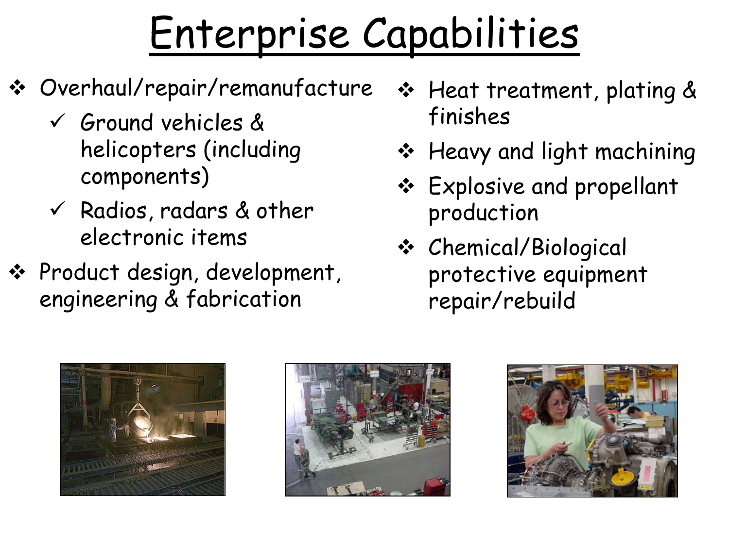# Enterprise Capabilities

- Overhaul/repair/remanufacture
  - Ground vehicles & helicopters (including components)
  - Radios, radars & other electronic items
- Product design, development, engineering & fabrication
- Heat treatment, plating & finishes
- Heavy and light machining
- Explosive and propellant production
- Chemical/Biological protective equipment repair/rebuild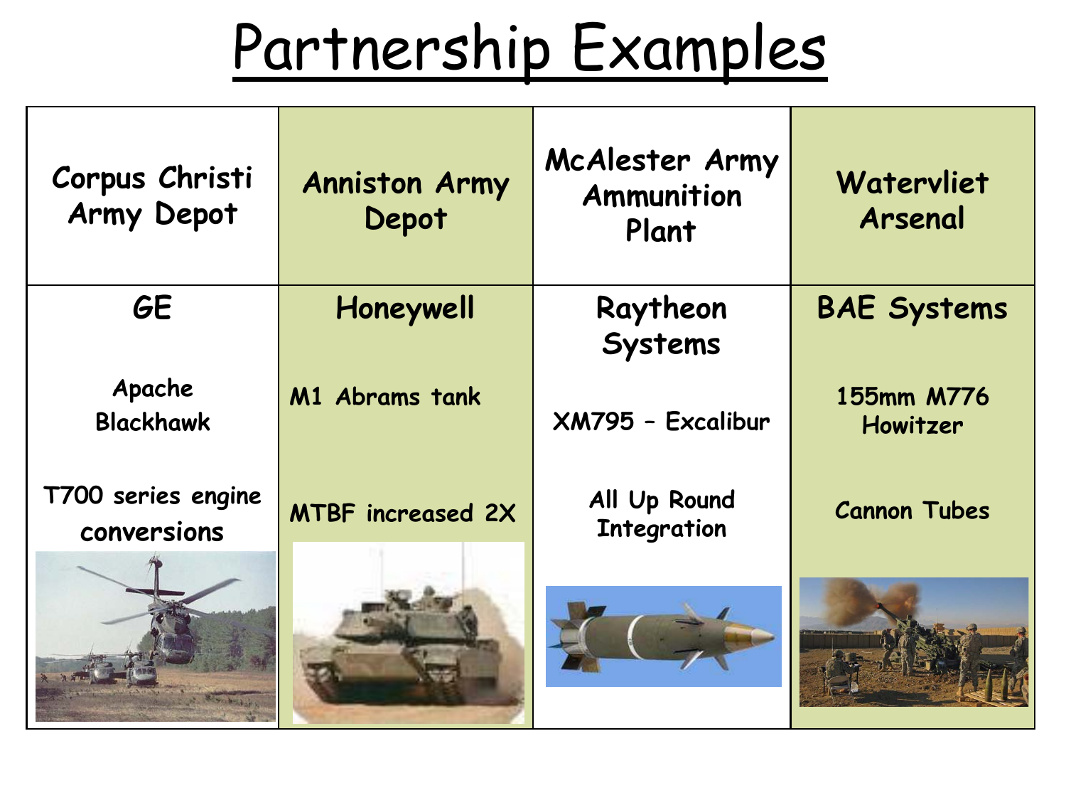# Partnership Examples

| Corpus Christi Army Depot | Anniston Army Depot | McAlester Army Ammunition Plant | Watervliet Arsenal |
|---|---|---|---|
| **GE**<br><br>Apache<br>Blackhawk<br><br>T700 series engine conversions | **Honeywell**<br><br>M1 Abrams tank<br><br>MTBF increased 2X | **Raytheon Systems**<br><br>XM795 – Excalibur<br><br>All Up Round Integration | **BAE Systems**<br><br>155mm M776 Howitzer<br><br>Cannon Tubes |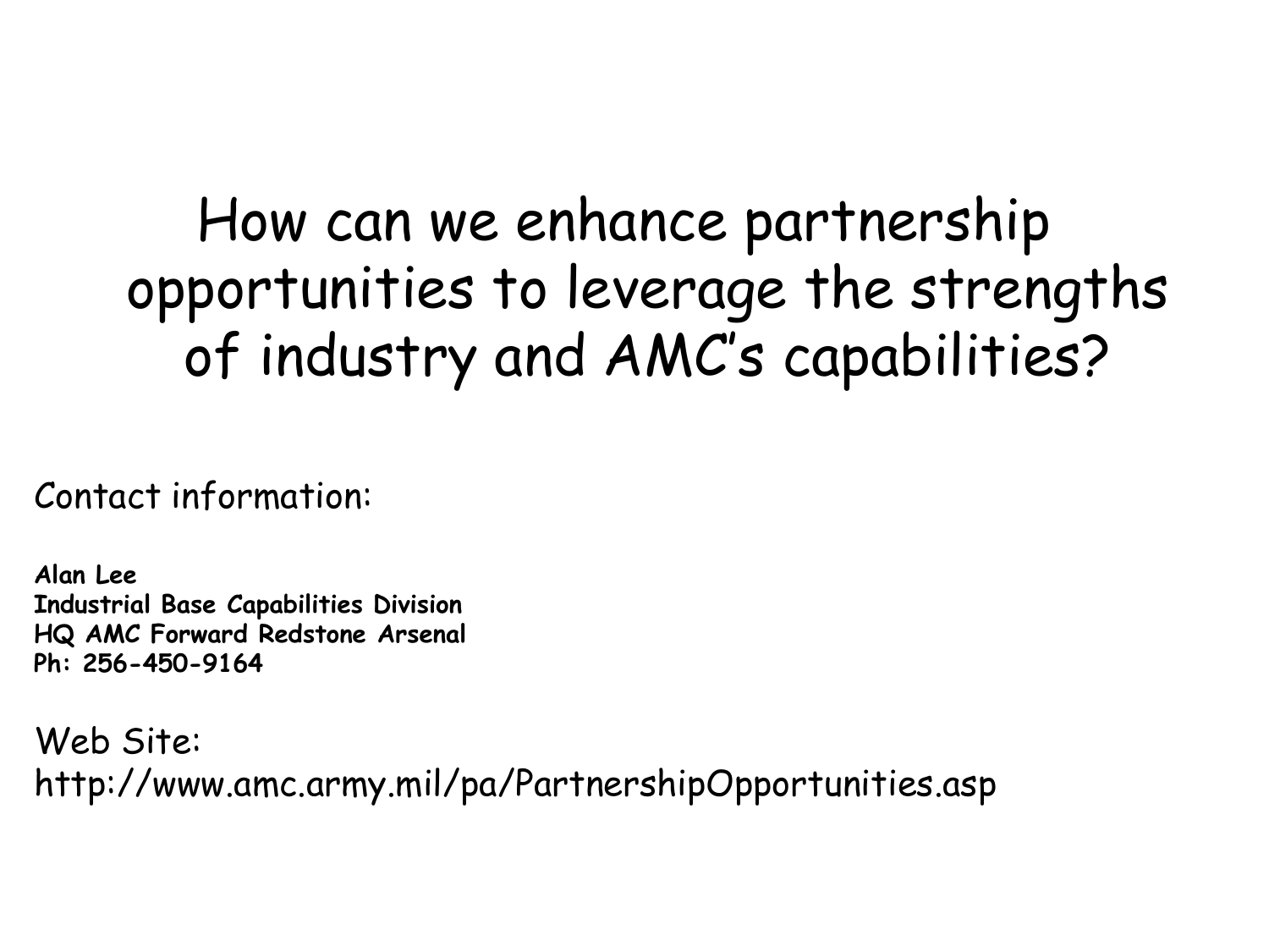# How can we enhance partnership opportunities to leverage the strengths of industry and AMC's capabilities?

Contact information:

**Alan Lee**
**Industrial Base Capabilities Division**
**HQ AMC Forward Redstone Arsenal**
**Ph: 256-450-9164**

Web Site:
http://www.amc.army.mil/pa/PartnershipOpportunities.asp